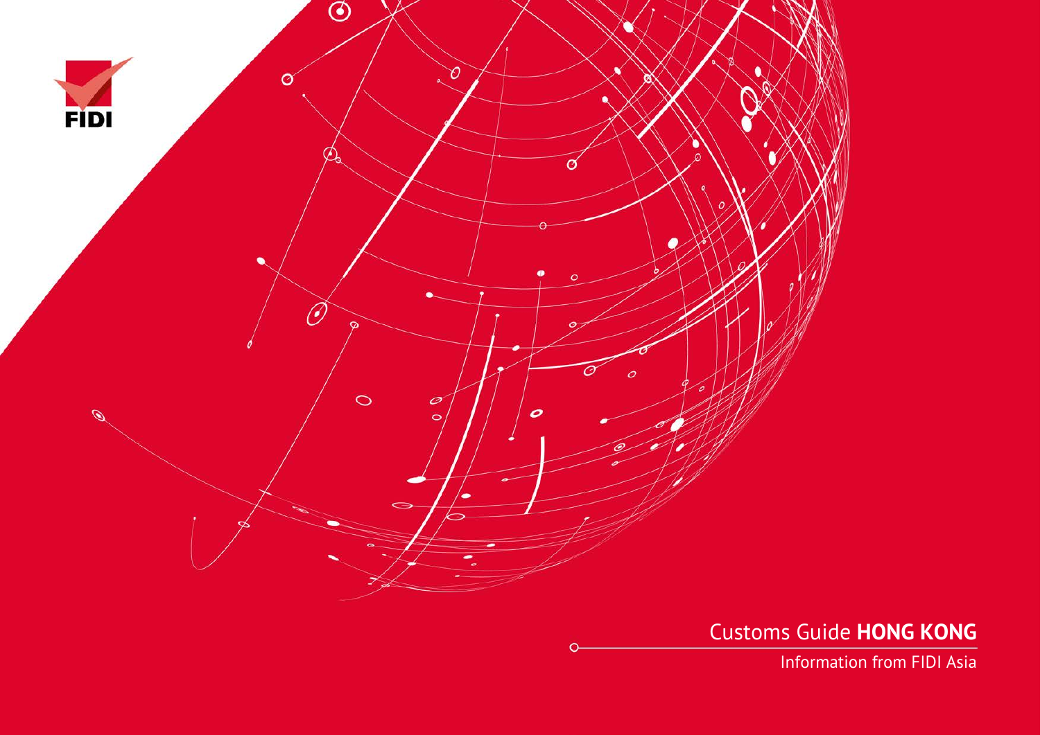FIDI

# Customs Guide **HONG KONG**

Information from FIDI Asia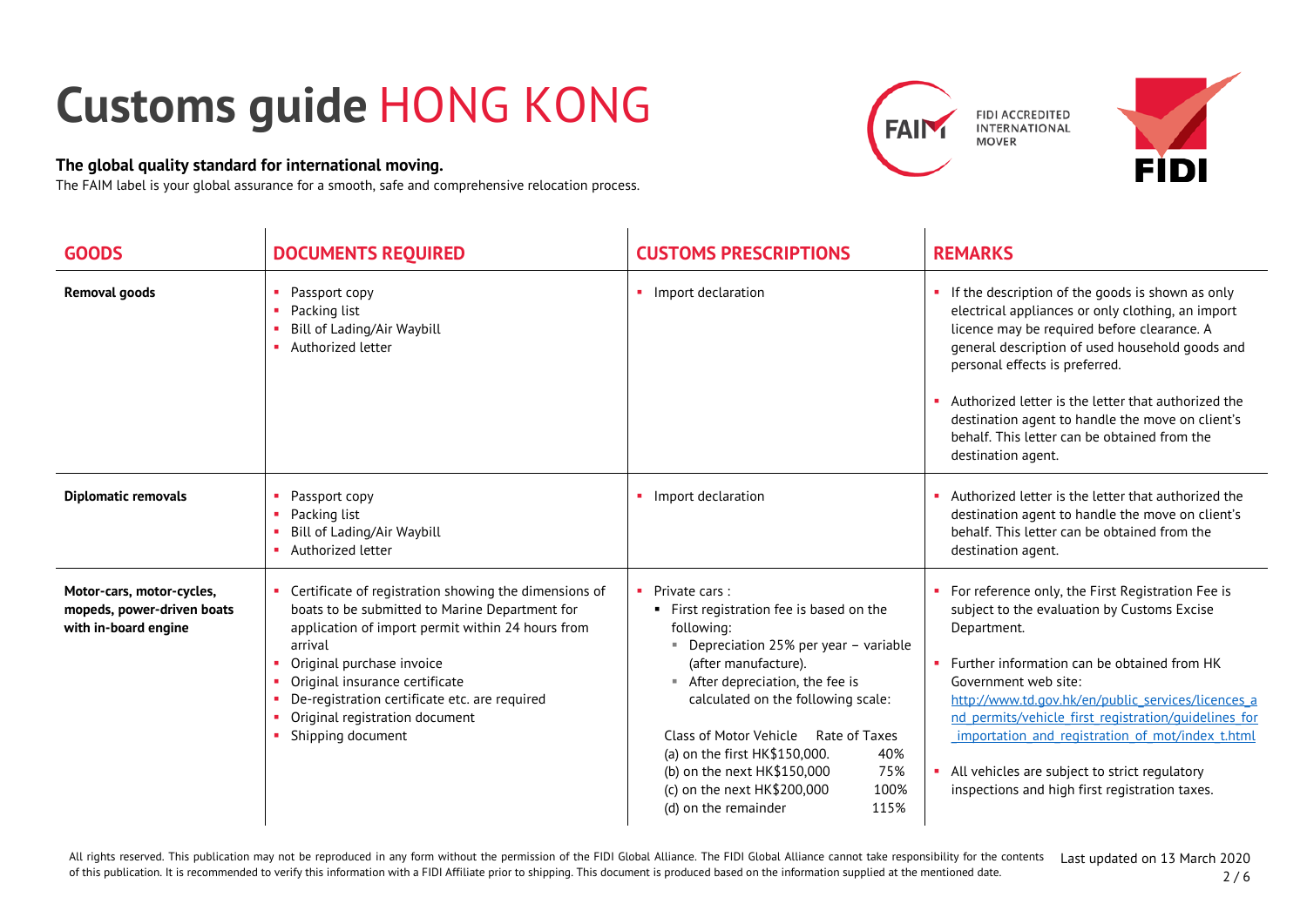# Customs guide HONG KONG

**The global quality standard for international moving.**

The FAIM label is your global assurance for a smooth, safe and comprehensive relocation process.

FIDI ACCREDITED INTERNATIONAL MOVER

| GOODS | DOCUMENTS REQUIRED | CUSTOMS PRESCRIPTIONS | REMARKS |
|---|---|---|---|
| **Removal goods** | ▪ Passport copy<br>▪ Packing list<br>▪ Bill of Lading/Air Waybill<br>▪ Authorized letter | ▪ Import declaration | ▪ If the description of the goods is shown as only electrical appliances or only clothing, an import licence may be required before clearance. A general description of used household goods and personal effects is preferred.<br><br>▪ Authorized letter is the letter that authorized the destination agent to handle the move on client's behalf. This letter can be obtained from the destination agent. |
| **Diplomatic removals** | ▪ Passport copy<br>▪ Packing list<br>▪ Bill of Lading/Air Waybill<br>▪ Authorized letter | ▪ Import declaration | ▪ Authorized letter is the letter that authorized the destination agent to handle the move on client's behalf. This letter can be obtained from the destination agent. |
| **Motor-cars, motor-cycles, mopeds, power-driven boats with in-board engine** | ▪ Certificate of registration showing the dimensions of boats to be submitted to Marine Department for application of import permit within 24 hours from arrival<br>▪ Original purchase invoice<br>▪ Original insurance certificate<br>▪ De-registration certificate etc. are required<br>▪ Original registration document<br>▪ Shipping document | ▪ Private cars :<br>&nbsp;&nbsp;▪ First registration fee is based on the following:<br>&nbsp;&nbsp;&nbsp;&nbsp;▪ Depreciation 25% per year – variable (after manufacture).<br>&nbsp;&nbsp;&nbsp;&nbsp;▪ After depreciation, the fee is calculated on the following scale:<br><br>Class of Motor Vehicle — Rate of Taxes<br>(a) on the first HK$150,000. — 40%<br>(b) on the next HK$150,000 — 75%<br>(c) on the next HK$200,000 — 100%<br>(d) on the remainder — 115% | ▪ For reference only, the First Registration Fee is subject to the evaluation by Customs Excise Department.<br><br>▪ Further information can be obtained from HK Government web site: http://www.td.gov.hk/en/public_services/licences_and_permits/vehicle_first_registration/guidelines_for_importation_and_registration_of_mot/index_t.html<br><br>▪ All vehicles are subject to strict regulatory inspections and high first registration taxes. |

All rights reserved. This publication may not be reproduced in any form without the permission of the FIDI Global Alliance. The FIDI Global Alliance cannot take responsibility for the contents of this publication. It is recommended to verify this information with a FIDI Affiliate prior to shipping. This document is produced based on the information supplied at the mentioned date.

Last updated on 13 March 2020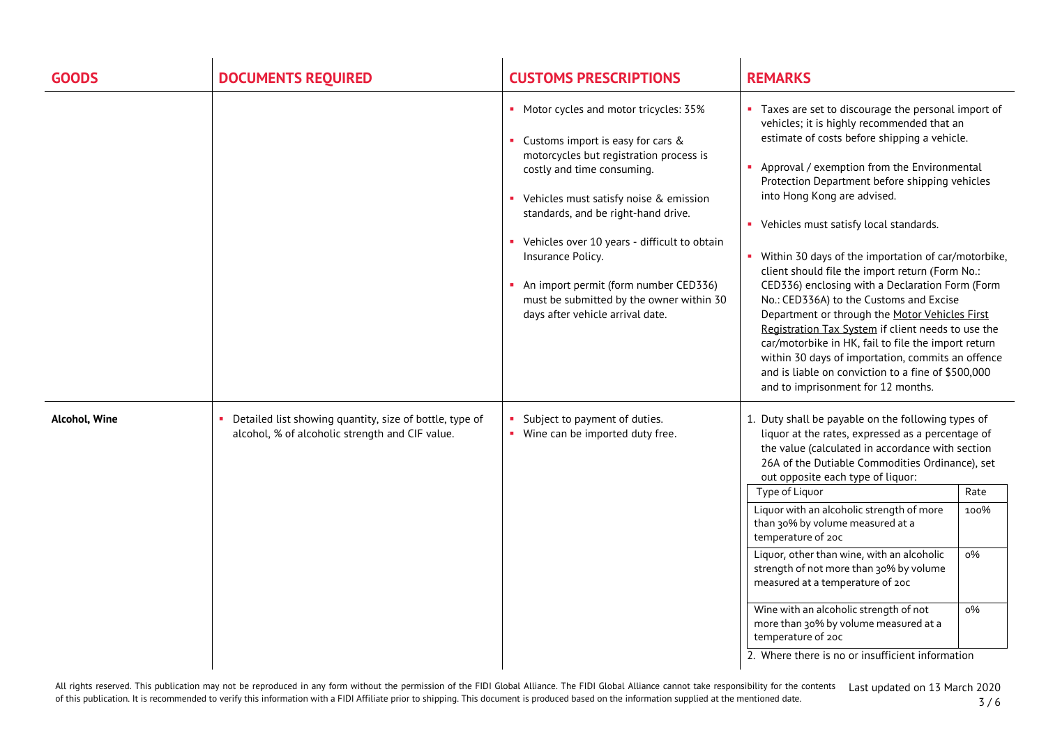| GOODS | DOCUMENTS REQUIRED | CUSTOMS PRESCRIPTIONS | REMARKS |
|---|---|---|---|
| | | ▪ Motor cycles and motor tricycles: 35%<br><br>▪ Customs import is easy for cars & motorcycles but registration process is costly and time consuming.<br><br>▪ Vehicles must satisfy noise & emission standards, and be right-hand drive.<br><br>▪ Vehicles over 10 years - difficult to obtain Insurance Policy.<br><br>▪ An import permit (form number CED336) must be submitted by the owner within 30 days after vehicle arrival date. | ▪ Taxes are set to discourage the personal import of vehicles; it is highly recommended that an estimate of costs before shipping a vehicle.<br><br>▪ Approval / exemption from the Environmental Protection Department before shipping vehicles into Hong Kong are advised.<br><br>▪ Vehicles must satisfy local standards.<br><br>▪ Within 30 days of the importation of car/motorbike, client should file the import return (Form No.: CED336) enclosing with a Declaration Form (Form No.: CED336A) to the Customs and Excise Department or through the Motor Vehicles First Registration Tax System if client needs to use the car/motorbike in HK, fail to file the import return within 30 days of importation, commits an offence and is liable on conviction to a fine of $500,000 and to imprisonment for 12 months. |
| **Alcohol, Wine** | ▪ Detailed list showing quantity, size of bottle, type of alcohol, % of alcoholic strength and CIF value. | ▪ Subject to payment of duties.<br>▪ Wine can be imported duty free. | 1. Duty shall be payable on the following types of liquor at the rates, expressed as a percentage of the value (calculated in accordance with section 26A of the Dutiable Commodities Ordinance), set out opposite each type of liquor:<br><br>Type of Liquor — Rate<br>Liquor with an alcoholic strength of more than 30% by volume measured at a temperature of 20c — 100%<br>Liquor, other than wine, with an alcoholic strength of not more than 30% by volume measured at a temperature of 20c — 0%<br>Wine with an alcoholic strength of not more than 30% by volume measured at a temperature of 20c — 0%<br><br>2. Where there is no or insufficient information |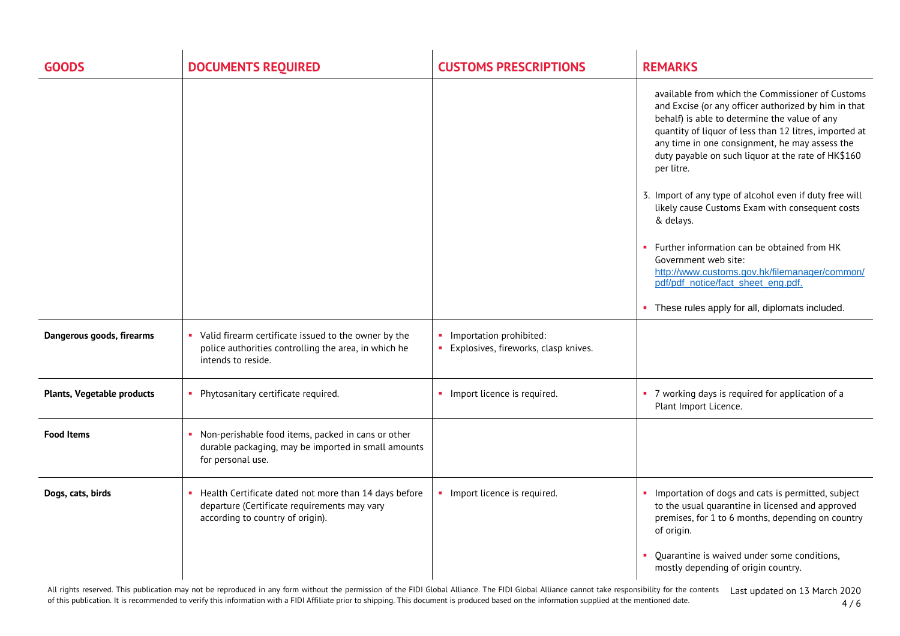| GOODS | DOCUMENTS REQUIRED | CUSTOMS PRESCRIPTIONS | REMARKS |
| --- | --- | --- | --- |
| | | | available from which the Commissioner of Customs and Excise (or any officer authorized by him in that behalf) is able to determine the value of any quantity of liquor of less than 12 litres, imported at any time in one consignment, he may assess the duty payable on such liquor at the rate of HK$160 per litre.<br><br>3. Import of any type of alcohol even if duty free will likely cause Customs Exam with consequent costs & delays.<br><br>▪ Further information can be obtained from HK Government web site: http://www.customs.gov.hk/filemanager/common/pdf/pdf_notice/fact_sheet_eng.pdf.<br><br>▪ These rules apply for all, diplomats included. |
| **Dangerous goods, firearms** | ▪ Valid firearm certificate issued to the owner by the police authorities controlling the area, in which he intends to reside. | ▪ Importation prohibited:<br>▪ Explosives, fireworks, clasp knives. | |
| **Plants, Vegetable products** | ▪ Phytosanitary certificate required. | ▪ Import licence is required. | ▪ 7 working days is required for application of a Plant Import Licence. |
| **Food Items** | ▪ Non-perishable food items, packed in cans or other durable packaging, may be imported in small amounts for personal use. | | |
| **Dogs, cats, birds** | ▪ Health Certificate dated not more than 14 days before departure (Certificate requirements may vary according to country of origin). | ▪ Import licence is required. | ▪ Importation of dogs and cats is permitted, subject to the usual quarantine in licensed and approved premises, for 1 to 6 months, depending on country of origin.<br><br>▪ Quarantine is waived under some conditions, mostly depending of origin country. |

All rights reserved. This publication may not be reproduced in any form without the permission of the FIDI Global Alliance. The FIDI Global Alliance cannot take responsibility for the contents of this publication. It is recommended to verify this information with a FIDI Affiliate prior to shipping. This document is produced based on the information supplied at the mentioned date.

Last updated on 13 March 2020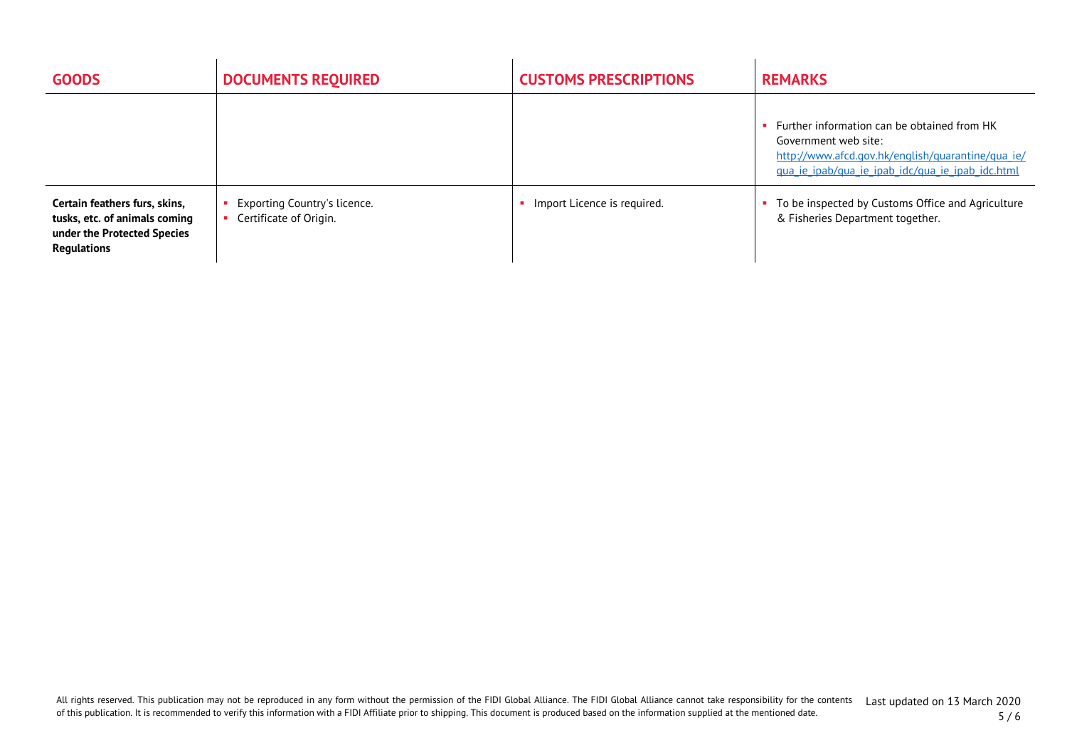| GOODS | DOCUMENTS REQUIRED | CUSTOMS PRESCRIPTIONS | REMARKS |
|---|---|---|---|
| | | | ▪ Further information can be obtained from HK Government web site: [http://www.afcd.gov.hk/english/quarantine/qua_ie/qua_ie_ipab/qua_ie_ipab_idc/qua_ie_ipab_idc.html](http://www.afcd.gov.hk/english/quarantine/qua_ie/qua_ie_ipab/qua_ie_ipab_idc/qua_ie_ipab_idc.html) |
| **Certain feathers furs, skins, tusks, etc. of animals coming under the Protected Species Regulations** | ▪ Exporting Country's licence.<br>▪ Certificate of Origin. | ▪ Import Licence is required. | ▪ To be inspected by Customs Office and Agriculture & Fisheries Department together. |

All rights reserved. This publication may not be reproduced in any form without the permission of the FIDI Global Alliance. The FIDI Global Alliance cannot take responsibility for the contents of this publication. It is recommended to verify this information with a FIDI Affiliate prior to shipping. This document is produced based on the information supplied at the mentioned date.

Last updated on 13 March 2020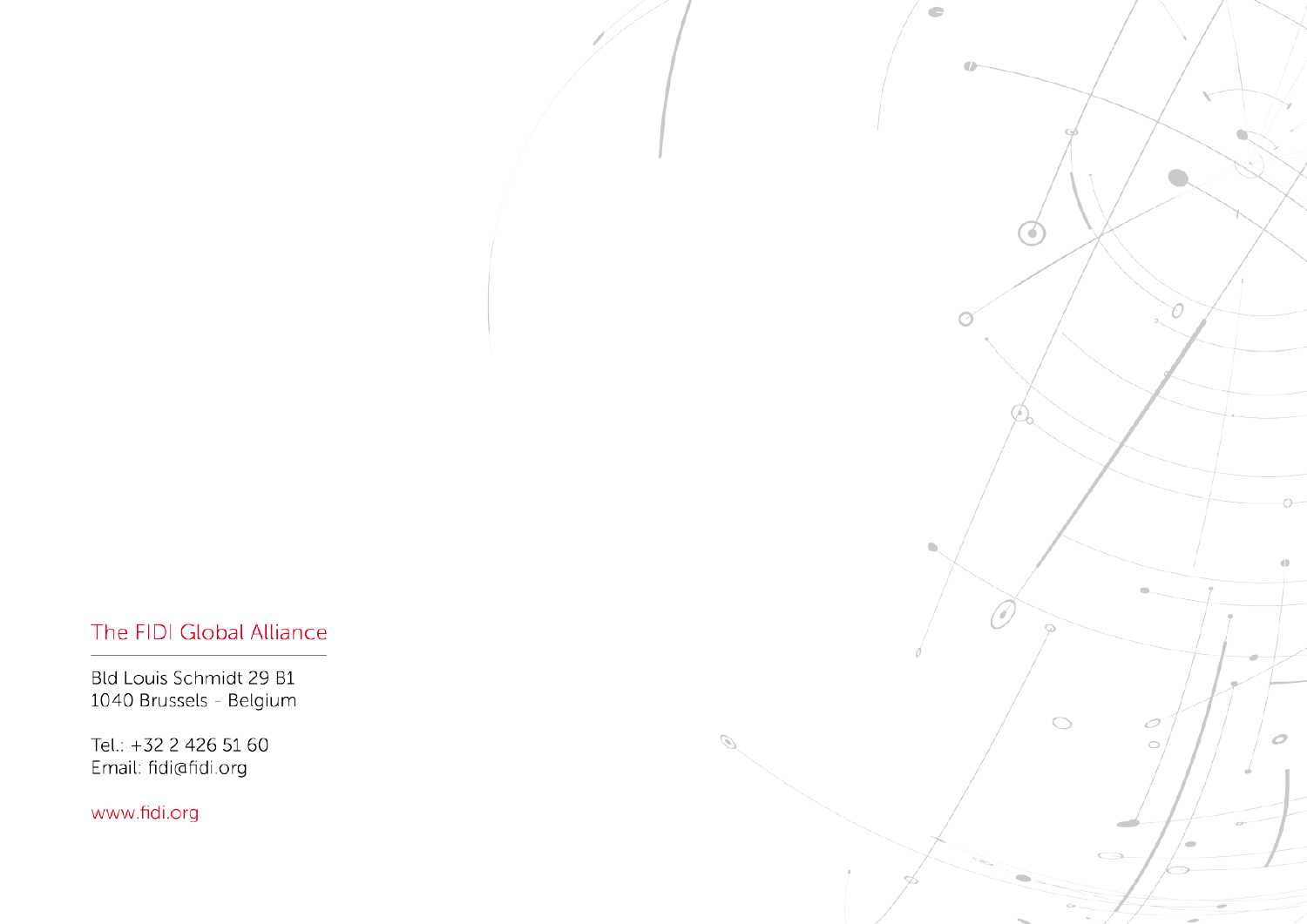The FIDI Global Alliance

Bld Louis Schmidt 29 B1
1040 Brussels - Belgium

Tel.: +32 2 426 51 60
Email: fidi@fidi.org

www.fidi.org